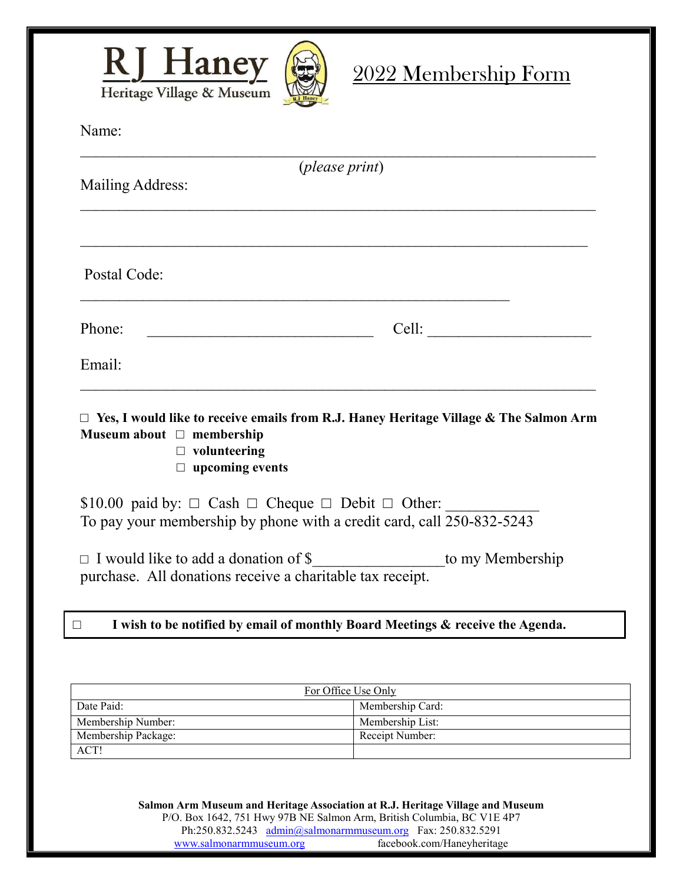RJ Haney
Heritage Village & Museum

# 2022 Membership Form

Name: ___________________________________________________________

(*please print*)

Mailing Address: ___________________________________________________________

___________________________________________________________

Postal Code: ___________________________________________________________

Phone: ______________________________ Cell: ______________________

Email: ___________________________________________________________

☐ **Yes, I would like to receive emails from R.J. Haney Heritage Village & The Salmon Arm Museum about** ☐ **membership**
☐ **volunteering**
☐ **upcoming events**

$10.00 paid by: ☐ Cash ☐ Cheque ☐ Debit ☐ Other: ___________
To pay your membership by phone with a credit card, call 250-832-5243

☐ I would like to add a donation of $________________to my Membership purchase. All donations receive a charitable tax receipt.

☐ **I wish to be notified by email of monthly Board Meetings & receive the Agenda.**

| For Office Use Only | |
|---|---|
| Date Paid: | Membership Card: |
| Membership Number: | Membership List: |
| Membership Package: | Receipt Number: |
| ACT! | |

**Salmon Arm Museum and Heritage Association at R.J. Heritage Village and Museum**
P/O. Box 1642, 751 Hwy 97B NE Salmon Arm, British Columbia, BC V1E 4P7
Ph:250.832.5243 admin@salmonarmmuseum.org Fax: 250.832.5291
www.salmonarmmuseum.org facebook.com/Haneyheritage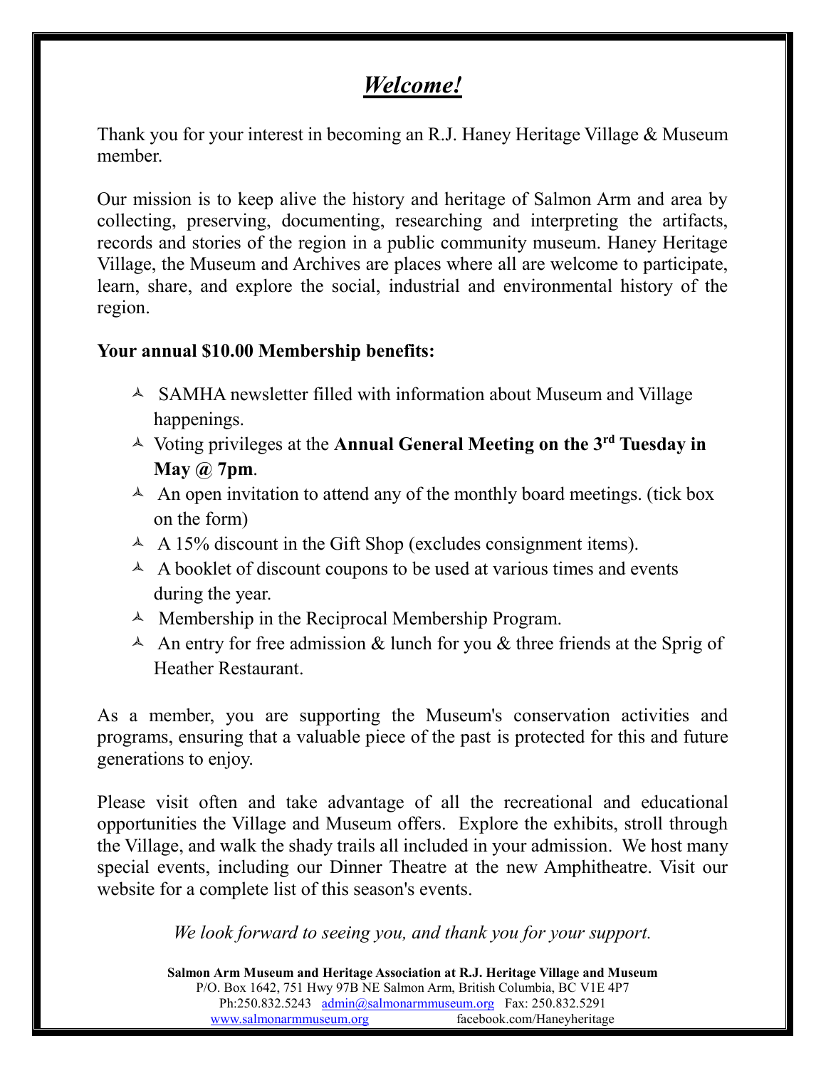# *Welcome!*

Thank you for your interest in becoming an R.J. Haney Heritage Village & Museum member.

Our mission is to keep alive the history and heritage of Salmon Arm and area by collecting, preserving, documenting, researching and interpreting the artifacts, records and stories of the region in a public community museum. Haney Heritage Village, the Museum and Archives are places where all are welcome to participate, learn, share, and explore the social, industrial and environmental history of the region.

**Your annual $10.00 Membership benefits:**

- SAMHA newsletter filled with information about Museum and Village happenings.
- Voting privileges at the **Annual General Meeting on the 3rd Tuesday in May @ 7pm**.
- An open invitation to attend any of the monthly board meetings. (tick box on the form)
- A 15% discount in the Gift Shop (excludes consignment items).
- A booklet of discount coupons to be used at various times and events during the year.
- Membership in the Reciprocal Membership Program.
- An entry for free admission & lunch for you & three friends at the Sprig of Heather Restaurant.

As a member, you are supporting the Museum's conservation activities and programs, ensuring that a valuable piece of the past is protected for this and future generations to enjoy.

Please visit often and take advantage of all the recreational and educational opportunities the Village and Museum offers. Explore the exhibits, stroll through the Village, and walk the shady trails all included in your admission. We host many special events, including our Dinner Theatre at the new Amphitheatre. Visit our website for a complete list of this season's events.

*We look forward to seeing you, and thank you for your support.*

**Salmon Arm Museum and Heritage Association at R.J. Heritage Village and Museum**
P/O. Box 1642, 751 Hwy 97B NE Salmon Arm, British Columbia, BC V1E 4P7
Ph:250.832.5243 admin@salmonarmmuseum.org Fax: 250.832.5291
www.salmonarmmuseum.org facebook.com/Haneyheritage